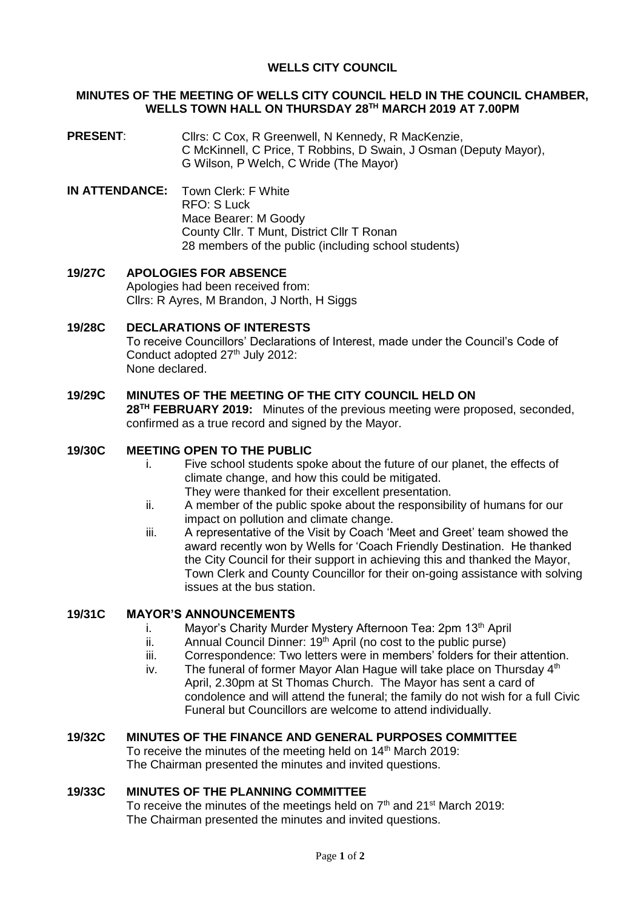**WELLS CITY COUNCIL**

**MINUTES OF THE MEETING OF WELLS CITY COUNCIL HELD IN THE COUNCIL CHAMBER, WELLS TOWN HALL ON THURSDAY 28TH MARCH 2019 AT 7.00PM**

**PRESENT**: Cllrs: C Cox, R Greenwell, N Kennedy, R MacKenzie, C McKinnell, C Price, T Robbins, D Swain, J Osman (Deputy Mayor), G Wilson, P Welch, C Wride (The Mayor)

**IN ATTENDANCE:** Town Clerk: F White
RFO: S Luck
Mace Bearer: M Goody
County Cllr. T Munt, District Cllr T Ronan
28 members of the public (including school students)

**19/27C APOLOGIES FOR ABSENCE**

Apologies had been received from:
Cllrs: R Ayres, M Brandon, J North, H Siggs

**19/28C DECLARATIONS OF INTERESTS**

To receive Councillors' Declarations of Interest, made under the Council's Code of Conduct adopted 27th July 2012:
None declared.

**19/29C MINUTES OF THE MEETING OF THE CITY COUNCIL HELD ON 28TH FEBRUARY 2019:** Minutes of the previous meeting were proposed, seconded, confirmed as a true record and signed by the Mayor.

**19/30C MEETING OPEN TO THE PUBLIC**

i. Five school students spoke about the future of our planet, the effects of climate change, and how this could be mitigated.
They were thanked for their excellent presentation.

ii. A member of the public spoke about the responsibility of humans for our impact on pollution and climate change.

iii. A representative of the Visit by Coach 'Meet and Greet' team showed the award recently won by Wells for 'Coach Friendly Destination. He thanked the City Council for their support in achieving this and thanked the Mayor, Town Clerk and County Councillor for their on-going assistance with solving issues at the bus station.

**19/31C MAYOR'S ANNOUNCEMENTS**

i. Mayor's Charity Murder Mystery Afternoon Tea: 2pm 13th April

ii. Annual Council Dinner: 19th April (no cost to the public purse)

iii. Correspondence: Two letters were in members' folders for their attention.

iv. The funeral of former Mayor Alan Hague will take place on Thursday 4th April, 2.30pm at St Thomas Church. The Mayor has sent a card of condolence and will attend the funeral; the family do not wish for a full Civic Funeral but Councillors are welcome to attend individually.

**19/32C MINUTES OF THE FINANCE AND GENERAL PURPOSES COMMITTEE**

To receive the minutes of the meeting held on 14th March 2019:
The Chairman presented the minutes and invited questions.

**19/33C MINUTES OF THE PLANNING COMMITTEE**

To receive the minutes of the meetings held on 7th and 21st March 2019:
The Chairman presented the minutes and invited questions.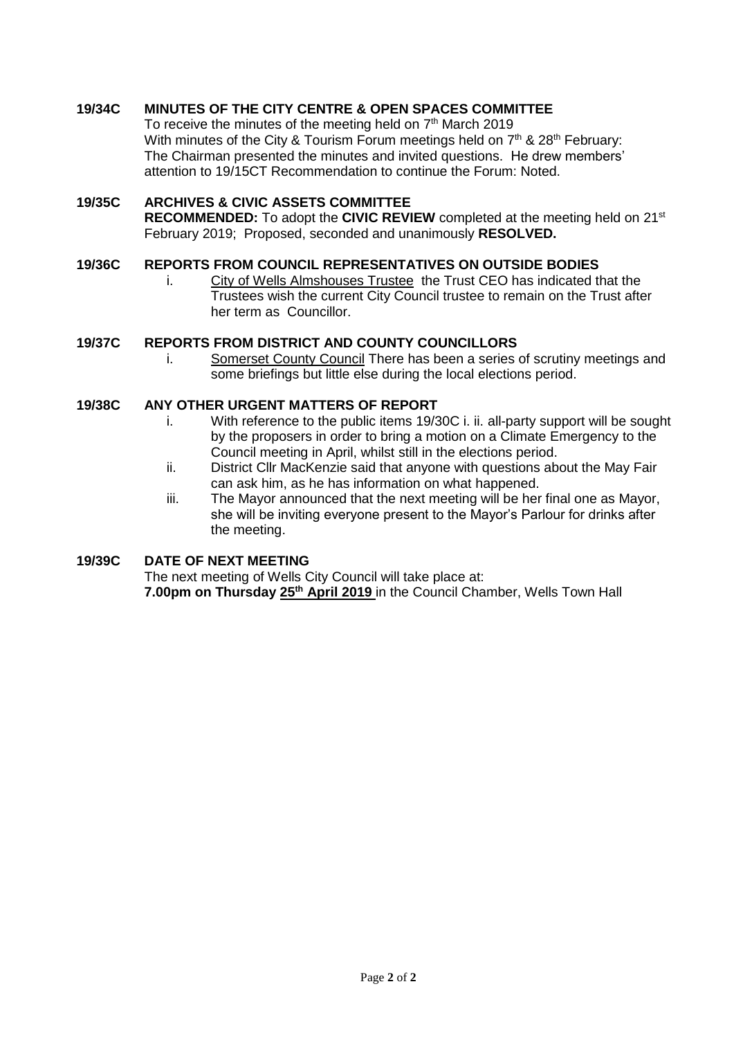## 19/34C MINUTES OF THE CITY CENTRE & OPEN SPACES COMMITTEE

To receive the minutes of the meeting held on 7th March 2019
With minutes of the City & Tourism Forum meetings held on 7th & 28th February:
The Chairman presented the minutes and invited questions. He drew members' attention to 19/15CT Recommendation to continue the Forum: Noted.

## 19/35C ARCHIVES & CIVIC ASSETS COMMITTEE

**RECOMMENDED:** To adopt the **CIVIC REVIEW** completed at the meeting held on 21st February 2019; Proposed, seconded and unanimously **RESOLVED.**

## 19/36C REPORTS FROM COUNCIL REPRESENTATIVES ON OUTSIDE BODIES

i. City of Wells Almshouses Trustee the Trust CEO has indicated that the Trustees wish the current City Council trustee to remain on the Trust after her term as Councillor.

## 19/37C REPORTS FROM DISTRICT AND COUNTY COUNCILLORS

i. Somerset County Council There has been a series of scrutiny meetings and some briefings but little else during the local elections period.

## 19/38C ANY OTHER URGENT MATTERS OF REPORT

i. With reference to the public items 19/30C i. ii. all-party support will be sought by the proposers in order to bring a motion on a Climate Emergency to the Council meeting in April, whilst still in the elections period.

ii. District Cllr MacKenzie said that anyone with questions about the May Fair can ask him, as he has information on what happened.

iii. The Mayor announced that the next meeting will be her final one as Mayor, she will be inviting everyone present to the Mayor's Parlour for drinks after the meeting.

## 19/39C DATE OF NEXT MEETING

The next meeting of Wells City Council will take place at:
**7.00pm on Thursday 25th April 2019** in the Council Chamber, Wells Town Hall